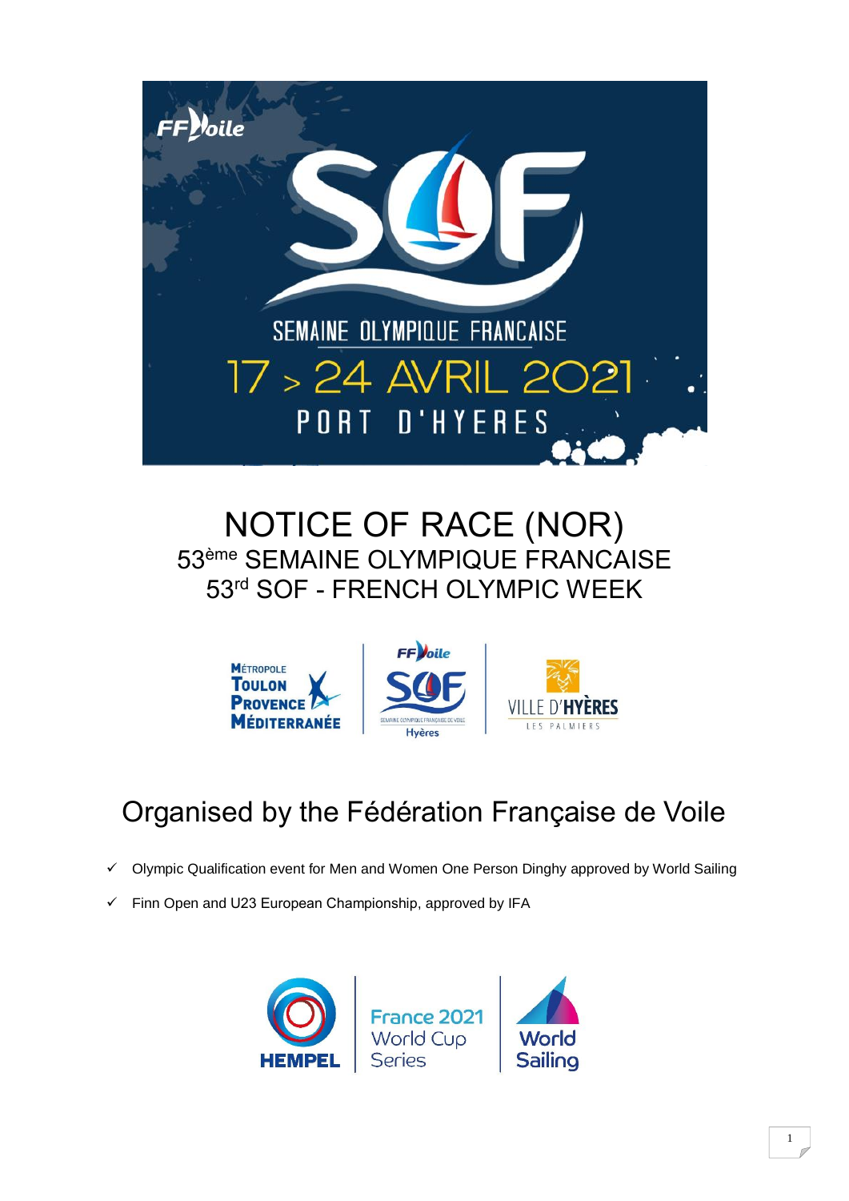# NOTICE OF RACE (NOR)

## 53ème SEMAINE OLYMPIQUE FRANCAISE

## 53rd SOF - FRENCH OLYMPIC WEEK

## Organised by the Fédération Française de Voile

- ✓ Olympic Qualification event for Men and Women One Person Dinghy approved by World Sailing
- ✓ Finn Open and U23 European Championship, approved by IFA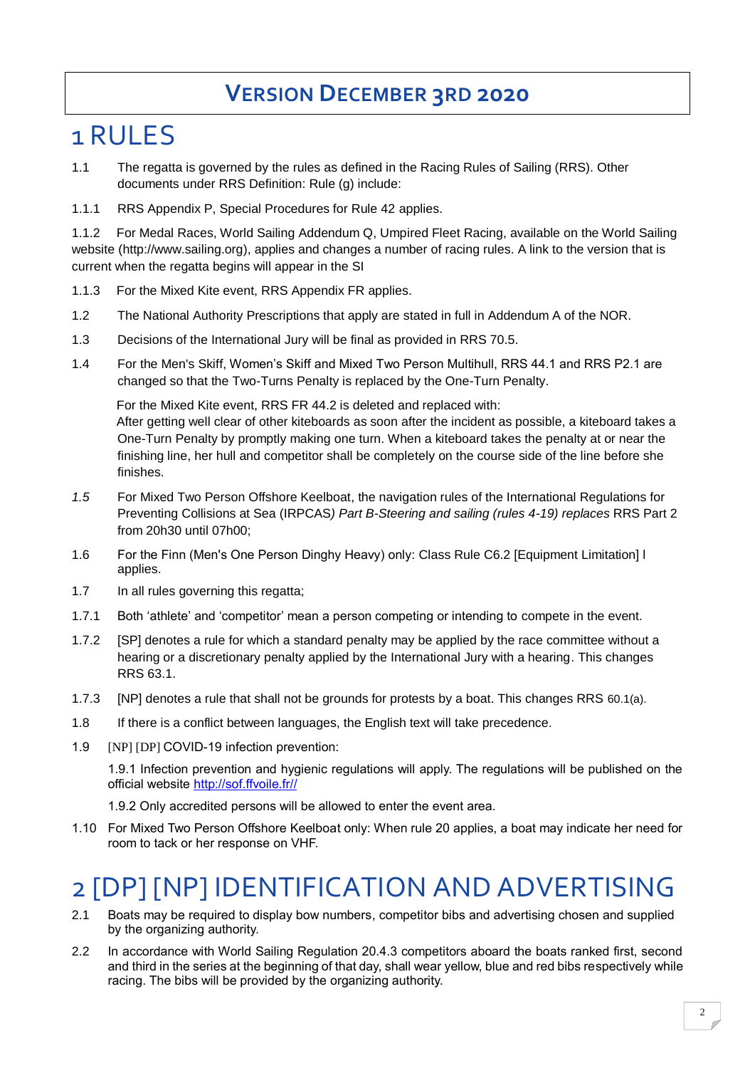## VERSION DECEMBER 3RD 2020

# 1 RULES

1.1 The regatta is governed by the rules as defined in the Racing Rules of Sailing (RRS). Other documents under RRS Definition: Rule (g) include:

1.1.1 RRS Appendix P, Special Procedures for Rule 42 applies.

1.1.2 For Medal Races, World Sailing Addendum Q, Umpired Fleet Racing, available on the World Sailing website (http://www.sailing.org), applies and changes a number of racing rules. A link to the version that is current when the regatta begins will appear in the SI

1.1.3 For the Mixed Kite event, RRS Appendix FR applies.

1.2 The National Authority Prescriptions that apply are stated in full in Addendum A of the NOR.

1.3 Decisions of the International Jury will be final as provided in RRS 70.5.

1.4 For the Men's Skiff, Women's Skiff and Mixed Two Person Multihull, RRS 44.1 and RRS P2.1 are changed so that the Two-Turns Penalty is replaced by the One-Turn Penalty.

For the Mixed Kite event, RRS FR 44.2 is deleted and replaced with:
After getting well clear of other kiteboards as soon after the incident as possible, a kiteboard takes a One-Turn Penalty by promptly making one turn. When a kiteboard takes the penalty at or near the finishing line, her hull and competitor shall be completely on the course side of the line before she finishes.

*1.5* For Mixed Two Person Offshore Keelboat, the navigation rules of the International Regulations for Preventing Collisions at Sea (IRPCAS*) Part B-Steering and sailing (rules 4-19) replaces* RRS Part 2 from 20h30 until 07h00;

1.6 For the Finn (Men's One Person Dinghy Heavy) only: Class Rule C6.2 [Equipment Limitation] I applies.

1.7 In all rules governing this regatta;

1.7.1 Both 'athlete' and 'competitor' mean a person competing or intending to compete in the event.

1.7.2 [SP] denotes a rule for which a standard penalty may be applied by the race committee without a hearing or a discretionary penalty applied by the International Jury with a hearing. This changes RRS 63.1.

1.7.3 [NP] denotes a rule that shall not be grounds for protests by a boat. This changes RRS 60.1(a).

1.8 If there is a conflict between languages, the English text will take precedence.

1.9 [NP] [DP] COVID-19 infection prevention:

1.9.1 Infection prevention and hygienic regulations will apply. The regulations will be published on the official website http://sof.ffvoile.fr//

1.9.2 Only accredited persons will be allowed to enter the event area.

1.10 For Mixed Two Person Offshore Keelboat only: When rule 20 applies, a boat may indicate her need for room to tack or her response on VHF.

# 2 [DP] [NP] IDENTIFICATION AND ADVERTISING

2.1 Boats may be required to display bow numbers, competitor bibs and advertising chosen and supplied by the organizing authority.

2.2 In accordance with World Sailing Regulation 20.4.3 competitors aboard the boats ranked first, second and third in the series at the beginning of that day, shall wear yellow, blue and red bibs respectively while racing. The bibs will be provided by the organizing authority.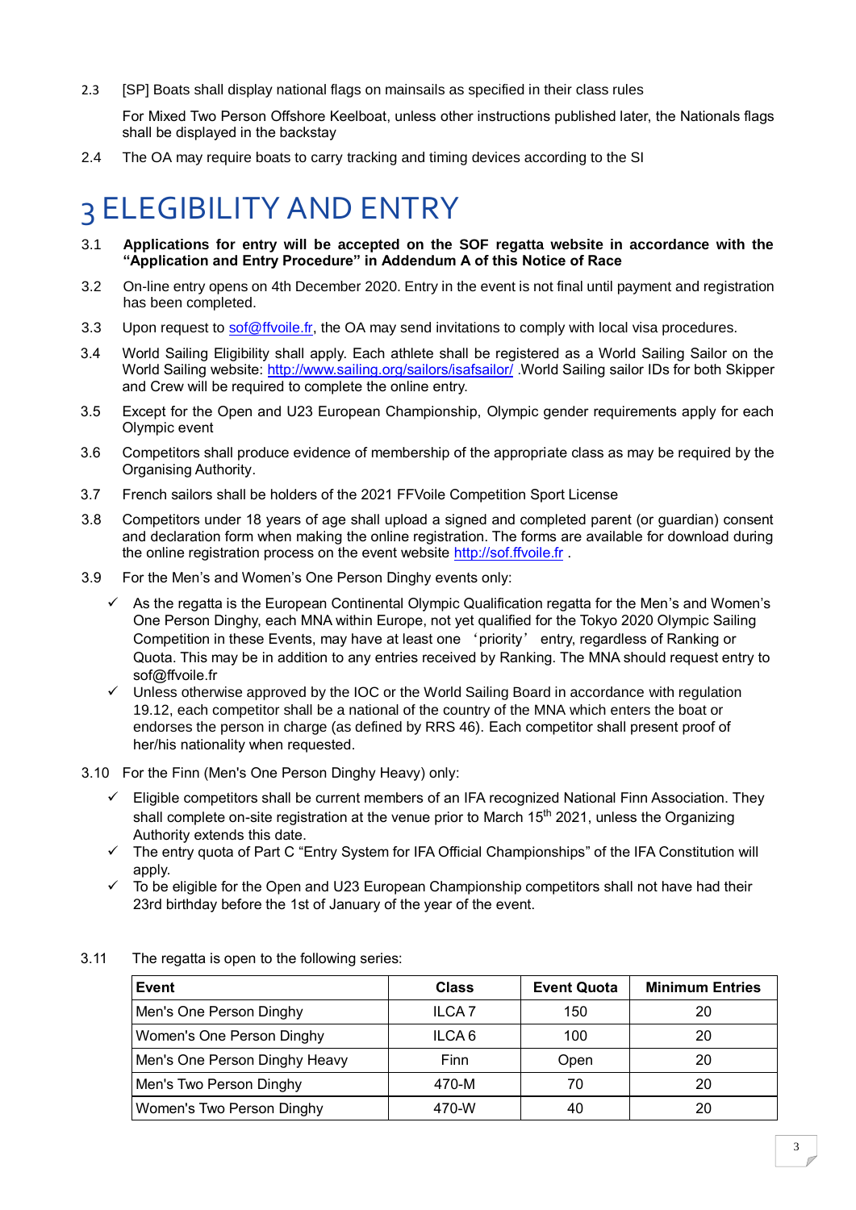2.3 [SP] Boats shall display national flags on mainsails as specified in their class rules

For Mixed Two Person Offshore Keelboat, unless other instructions published later, the Nationals flags shall be displayed in the backstay

2.4 The OA may require boats to carry tracking and timing devices according to the SI

# 3 ELEGIBILITY AND ENTRY

3.1 **Applications for entry will be accepted on the SOF regatta website in accordance with the "Application and Entry Procedure" in Addendum A of this Notice of Race**

3.2 On-line entry opens on 4th December 2020. Entry in the event is not final until payment and registration has been completed.

3.3 Upon request to sof@ffvoile.fr, the OA may send invitations to comply with local visa procedures.

3.4 World Sailing Eligibility shall apply. Each athlete shall be registered as a World Sailing Sailor on the World Sailing website: http://www.sailing.org/sailors/isafsailor/ .World Sailing sailor IDs for both Skipper and Crew will be required to complete the online entry.

3.5 Except for the Open and U23 European Championship, Olympic gender requirements apply for each Olympic event

3.6 Competitors shall produce evidence of membership of the appropriate class as may be required by the Organising Authority.

3.7 French sailors shall be holders of the 2021 FFVoile Competition Sport License

3.8 Competitors under 18 years of age shall upload a signed and completed parent (or guardian) consent and declaration form when making the online registration. The forms are available for download during the online registration process on the event website http://sof.ffvoile.fr .

3.9 For the Men's and Women's One Person Dinghy events only:

- ✓ As the regatta is the European Continental Olympic Qualification regatta for the Men's and Women's One Person Dinghy, each MNA within Europe, not yet qualified for the Tokyo 2020 Olympic Sailing Competition in these Events, may have at least one 'priority' entry, regardless of Ranking or Quota. This may be in addition to any entries received by Ranking. The MNA should request entry to sof@ffvoile.fr
- ✓ Unless otherwise approved by the IOC or the World Sailing Board in accordance with regulation 19.12, each competitor shall be a national of the country of the MNA which enters the boat or endorses the person in charge (as defined by RRS 46). Each competitor shall present proof of her/his nationality when requested.

3.10 For the Finn (Men's One Person Dinghy Heavy) only:

- ✓ Eligible competitors shall be current members of an IFA recognized National Finn Association. They shall complete on-site registration at the venue prior to March 15th 2021, unless the Organizing Authority extends this date.
- ✓ The entry quota of Part C "Entry System for IFA Official Championships" of the IFA Constitution will apply.
- ✓ To be eligible for the Open and U23 European Championship competitors shall not have had their 23rd birthday before the 1st of January of the year of the event.

3.11 The regatta is open to the following series:

| Event | Class | Event Quota | Minimum Entries |
|---|---|---|---|
| Men's One Person Dinghy | ILCA 7 | 150 | 20 |
| Women's One Person Dinghy | ILCA 6 | 100 | 20 |
| Men's One Person Dinghy Heavy | Finn | Open | 20 |
| Men's Two Person Dinghy | 470-M | 70 | 20 |
| Women's Two Person Dinghy | 470-W | 40 | 20 |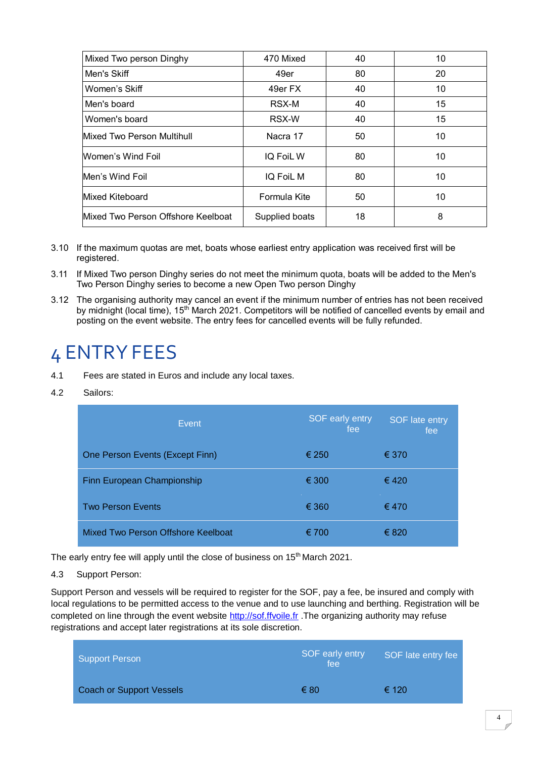| | | | |
|---|---|---|---|
| Mixed Two person Dinghy | 470 Mixed | 40 | 10 |
| Men's Skiff | 49er | 80 | 20 |
| Women's Skiff | 49er FX | 40 | 10 |
| Men's board | RSX-M | 40 | 15 |
| Women's board | RSX-W | 40 | 15 |
| Mixed Two Person Multihull | Nacra 17 | 50 | 10 |
| Women's Wind Foil | IQ FoiL W | 80 | 10 |
| Men's Wind Foil | IQ FoiL M | 80 | 10 |
| Mixed Kiteboard | Formula Kite | 50 | 10 |
| Mixed Two Person Offshore Keelboat | Supplied boats | 18 | 8 |

3.10 If the maximum quotas are met, boats whose earliest entry application was received first will be registered.

3.11 If Mixed Two person Dinghy series do not meet the minimum quota, boats will be added to the Men's Two Person Dinghy series to become a new Open Two person Dinghy

3.12 The organising authority may cancel an event if the minimum number of entries has not been received by midnight (local time), 15th March 2021. Competitors will be notified of cancelled events by email and posting on the event website. The entry fees for cancelled events will be fully refunded.

# 4 ENTRY FEES

4.1 Fees are stated in Euros and include any local taxes.

4.2 Sailors:

| Event | SOF early entry fee | SOF late entry fee |
|---|---|---|
| One Person Events (Except Finn) | € 250 | € 370 |
| Finn European Championship | € 300 | € 420 |
| Two Person Events | € 360 | € 470 |
| Mixed Two Person Offshore Keelboat | € 700 | € 820 |

The early entry fee will apply until the close of business on 15th March 2021.

4.3 Support Person:

Support Person and vessels will be required to register for the SOF, pay a fee, be insured and comply with local regulations to be permitted access to the venue and to use launching and berthing. Registration will be completed on line through the event website http://sof.ffvoile.fr .The organizing authority may refuse registrations and accept later registrations at its sole discretion.

| Support Person | SOF early entry fee | SOF late entry fee |
|---|---|---|
| Coach or Support Vessels | € 80 | € 120 |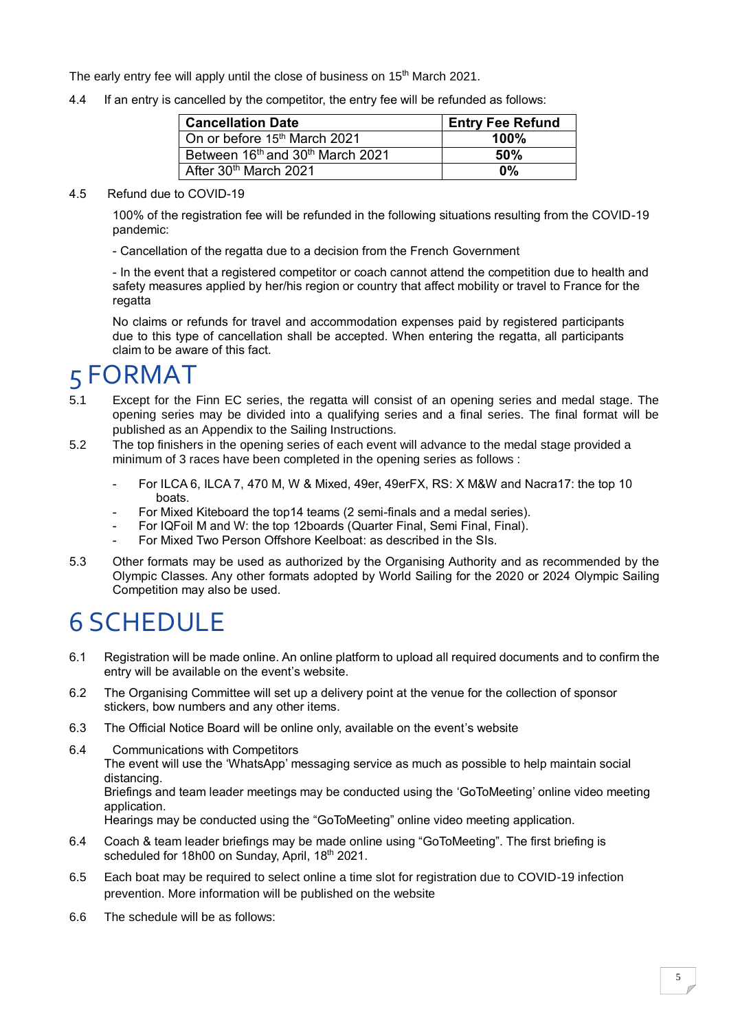The early entry fee will apply until the close of business on 15th March 2021.

4.4 If an entry is cancelled by the competitor, the entry fee will be refunded as follows:

| Cancellation Date | Entry Fee Refund |
|---|---|
| On or before 15th March 2021 | **100%** |
| Between 16th and 30th March 2021 | **50%** |
| After 30th March 2021 | **0%** |

4.5 Refund due to COVID-19

100% of the registration fee will be refunded in the following situations resulting from the COVID-19 pandemic:

- Cancellation of the regatta due to a decision from the French Government

- In the event that a registered competitor or coach cannot attend the competition due to health and safety measures applied by her/his region or country that affect mobility or travel to France for the regatta

No claims or refunds for travel and accommodation expenses paid by registered participants due to this type of cancellation shall be accepted. When entering the regatta, all participants claim to be aware of this fact.

# 5 FORMAT

5.1 Except for the Finn EC series, the regatta will consist of an opening series and medal stage. The opening series may be divided into a qualifying series and a final series. The final format will be published as an Appendix to the Sailing Instructions.

5.2 The top finishers in the opening series of each event will advance to the medal stage provided a minimum of 3 races have been completed in the opening series as follows :

- For ILCA 6, ILCA 7, 470 M, W & Mixed, 49er, 49erFX, RS: X M&W and Nacra17: the top 10 boats.
- For Mixed Kiteboard the top14 teams (2 semi-finals and a medal series).
- For IQFoil M and W: the top 12boards (Quarter Final, Semi Final, Final).
- For Mixed Two Person Offshore Keelboat: as described in the SIs.

5.3 Other formats may be used as authorized by the Organising Authority and as recommended by the Olympic Classes. Any other formats adopted by World Sailing for the 2020 or 2024 Olympic Sailing Competition may also be used.

# 6 SCHEDULE

6.1 Registration will be made online. An online platform to upload all required documents and to confirm the entry will be available on the event's website.

6.2 The Organising Committee will set up a delivery point at the venue for the collection of sponsor stickers, bow numbers and any other items.

6.3 The Official Notice Board will be online only, available on the event's website

6.4 Communications with Competitors
The event will use the 'WhatsApp' messaging service as much as possible to help maintain social distancing.
Briefings and team leader meetings may be conducted using the 'GoToMeeting' online video meeting application.
Hearings may be conducted using the "GoToMeeting" online video meeting application.

6.4 Coach & team leader briefings may be made online using "GoToMeeting". The first briefing is scheduled for 18h00 on Sunday, April, 18th 2021.

6.5 Each boat may be required to select online a time slot for registration due to COVID-19 infection prevention. More information will be published on the website

6.6 The schedule will be as follows: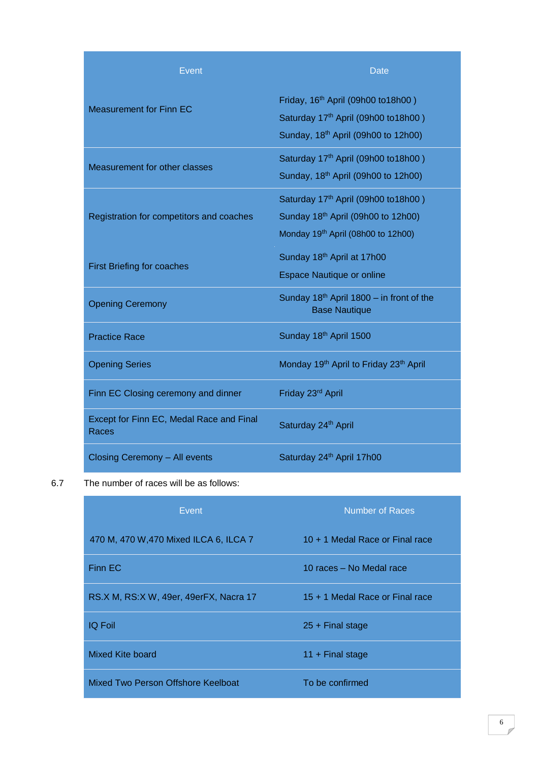| Event | Date |
| --- | --- |
| Measurement for Finn EC | Friday, 16th April (09h00 to18h00 )<br>Saturday 17th April (09h00 to18h00 )<br>Sunday, 18th April (09h00 to 12h00) |
| Measurement for other classes | Saturday 17th April (09h00 to18h00 )<br>Sunday, 18th April (09h00 to 12h00) |
| Registration for competitors and coaches | Saturday 17th April (09h00 to18h00 )<br>Sunday 18th April (09h00 to 12h00)<br>Monday 19th April (08h00 to 12h00) |
| First Briefing for coaches | Sunday 18th April at 17h00<br>Espace Nautique or online |
| Opening Ceremony | Sunday 18th April 1800 – in front of the Base Nautique |
| Practice Race | Sunday 18th April 1500 |
| Opening Series | Monday 19th April to Friday 23th April |
| Finn EC Closing ceremony and dinner | Friday 23rd April |
| Except for Finn EC, Medal Race and Final Races | Saturday 24th April |
| Closing Ceremony – All events | Saturday 24th April 17h00 |

6.7 The number of races will be as follows:

| Event | Number of Races |
| --- | --- |
| 470 M, 470 W,470 Mixed ILCA 6, ILCA 7 | 10 + 1 Medal Race or Final race |
| Finn EC | 10 races – No Medal race |
| RS.X M, RS:X W, 49er, 49erFX, Nacra 17 | 15 + 1 Medal Race or Final race |
| IQ Foil | 25 + Final stage |
| Mixed Kite board | 11 + Final stage |
| Mixed Two Person Offshore Keelboat | To be confirmed |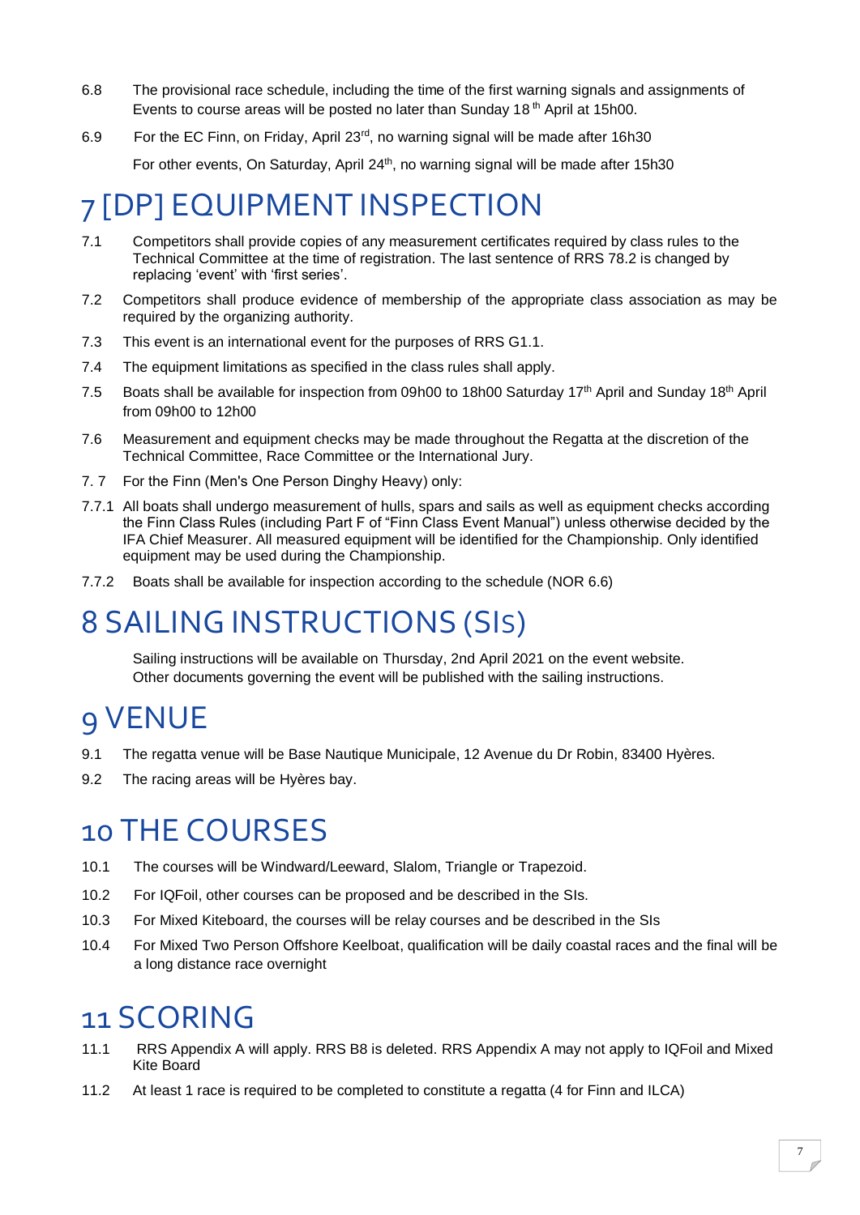6.8 The provisional race schedule, including the time of the first warning signals and assignments of Events to course areas will be posted no later than Sunday 18th April at 15h00.

6.9 For the EC Finn, on Friday, April 23rd, no warning signal will be made after 16h30

For other events, On Saturday, April 24th, no warning signal will be made after 15h30

# 7 [DP] EQUIPMENT INSPECTION

7.1 Competitors shall provide copies of any measurement certificates required by class rules to the Technical Committee at the time of registration. The last sentence of RRS 78.2 is changed by replacing 'event' with 'first series'.

7.2 Competitors shall produce evidence of membership of the appropriate class association as may be required by the organizing authority.

7.3 This event is an international event for the purposes of RRS G1.1.

7.4 The equipment limitations as specified in the class rules shall apply.

7.5 Boats shall be available for inspection from 09h00 to 18h00 Saturday 17th April and Sunday 18th April from 09h00 to 12h00

7.6 Measurement and equipment checks may be made throughout the Regatta at the discretion of the Technical Committee, Race Committee or the International Jury.

7. 7 For the Finn (Men's One Person Dinghy Heavy) only:

7.7.1 All boats shall undergo measurement of hulls, spars and sails as well as equipment checks according the Finn Class Rules (including Part F of "Finn Class Event Manual") unless otherwise decided by the IFA Chief Measurer. All measured equipment will be identified for the Championship. Only identified equipment may be used during the Championship.

7.7.2 Boats shall be available for inspection according to the schedule (NOR 6.6)

# 8 SAILING INSTRUCTIONS (SIs)

Sailing instructions will be available on Thursday, 2nd April 2021 on the event website.
Other documents governing the event will be published with the sailing instructions.

# 9 VENUE

9.1 The regatta venue will be Base Nautique Municipale, 12 Avenue du Dr Robin, 83400 Hyères.

9.2 The racing areas will be Hyères bay.

# 10 THE COURSES

10.1 The courses will be Windward/Leeward, Slalom, Triangle or Trapezoid.

10.2 For IQFoil, other courses can be proposed and be described in the SIs.

10.3 For Mixed Kiteboard, the courses will be relay courses and be described in the SIs

10.4 For Mixed Two Person Offshore Keelboat, qualification will be daily coastal races and the final will be a long distance race overnight

# 11 SCORING

11.1 RRS Appendix A will apply. RRS B8 is deleted. RRS Appendix A may not apply to IQFoil and Mixed Kite Board

11.2 At least 1 race is required to be completed to constitute a regatta (4 for Finn and ILCA)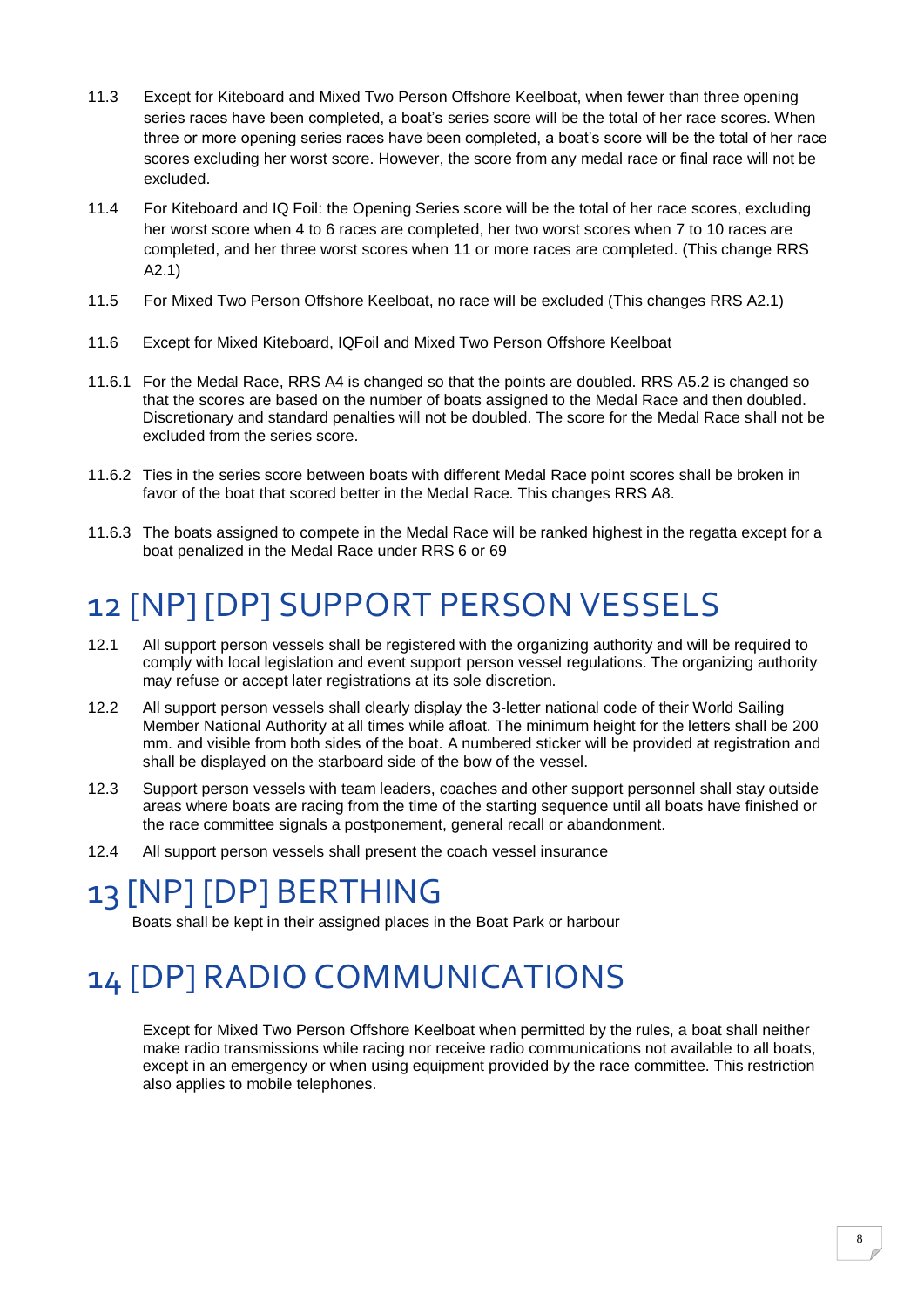11.3 Except for Kiteboard and Mixed Two Person Offshore Keelboat, when fewer than three opening series races have been completed, a boat's series score will be the total of her race scores. When three or more opening series races have been completed, a boat's score will be the total of her race scores excluding her worst score. However, the score from any medal race or final race will not be excluded.

11.4 For Kiteboard and IQ Foil: the Opening Series score will be the total of her race scores, excluding her worst score when 4 to 6 races are completed, her two worst scores when 7 to 10 races are completed, and her three worst scores when 11 or more races are completed. (This change RRS A2.1)

11.5 For Mixed Two Person Offshore Keelboat, no race will be excluded (This changes RRS A2.1)

11.6 Except for Mixed Kiteboard, IQFoil and Mixed Two Person Offshore Keelboat

11.6.1 For the Medal Race, RRS A4 is changed so that the points are doubled. RRS A5.2 is changed so that the scores are based on the number of boats assigned to the Medal Race and then doubled. Discretionary and standard penalties will not be doubled. The score for the Medal Race shall not be excluded from the series score.

11.6.2 Ties in the series score between boats with different Medal Race point scores shall be broken in favor of the boat that scored better in the Medal Race. This changes RRS A8.

11.6.3 The boats assigned to compete in the Medal Race will be ranked highest in the regatta except for a boat penalized in the Medal Race under RRS 6 or 69

# 12 [NP] [DP] SUPPORT PERSON VESSELS

12.1 All support person vessels shall be registered with the organizing authority and will be required to comply with local legislation and event support person vessel regulations. The organizing authority may refuse or accept later registrations at its sole discretion.

12.2 All support person vessels shall clearly display the 3-letter national code of their World Sailing Member National Authority at all times while afloat. The minimum height for the letters shall be 200 mm. and visible from both sides of the boat. A numbered sticker will be provided at registration and shall be displayed on the starboard side of the bow of the vessel.

12.3 Support person vessels with team leaders, coaches and other support personnel shall stay outside areas where boats are racing from the time of the starting sequence until all boats have finished or the race committee signals a postponement, general recall or abandonment.

12.4 All support person vessels shall present the coach vessel insurance

# 13 [NP] [DP] BERTHING

Boats shall be kept in their assigned places in the Boat Park or harbour

# 14 [DP] RADIO COMMUNICATIONS

Except for Mixed Two Person Offshore Keelboat when permitted by the rules, a boat shall neither make radio transmissions while racing nor receive radio communications not available to all boats, except in an emergency or when using equipment provided by the race committee. This restriction also applies to mobile telephones.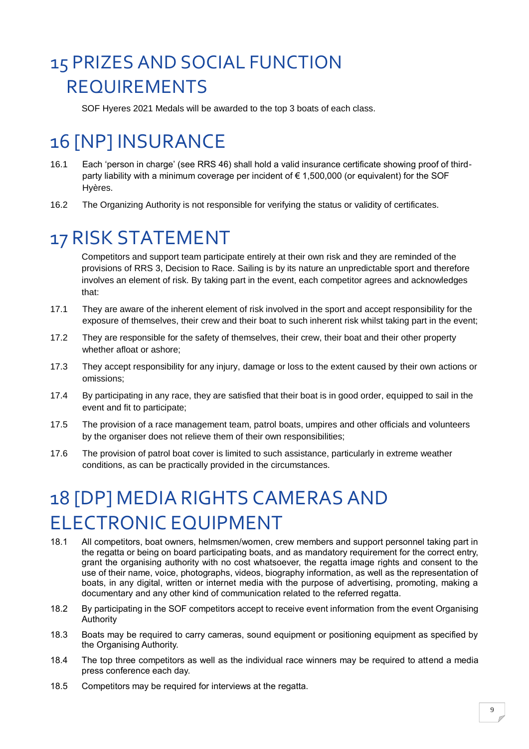# 15 PRIZES AND SOCIAL FUNCTION REQUIREMENTS

SOF Hyeres 2021 Medals will be awarded to the top 3 boats of each class.

# 16 [NP] INSURANCE

16.1 Each 'person in charge' (see RRS 46) shall hold a valid insurance certificate showing proof of third-party liability with a minimum coverage per incident of € 1,500,000 (or equivalent) for the SOF Hyères.

16.2 The Organizing Authority is not responsible for verifying the status or validity of certificates.

# 17 RISK STATEMENT

Competitors and support team participate entirely at their own risk and they are reminded of the provisions of RRS 3, Decision to Race. Sailing is by its nature an unpredictable sport and therefore involves an element of risk. By taking part in the event, each competitor agrees and acknowledges that:

17.1 They are aware of the inherent element of risk involved in the sport and accept responsibility for the exposure of themselves, their crew and their boat to such inherent risk whilst taking part in the event;

17.2 They are responsible for the safety of themselves, their crew, their boat and their other property whether afloat or ashore;

17.3 They accept responsibility for any injury, damage or loss to the extent caused by their own actions or omissions;

17.4 By participating in any race, they are satisfied that their boat is in good order, equipped to sail in the event and fit to participate;

17.5 The provision of a race management team, patrol boats, umpires and other officials and volunteers by the organiser does not relieve them of their own responsibilities;

17.6 The provision of patrol boat cover is limited to such assistance, particularly in extreme weather conditions, as can be practically provided in the circumstances.

# 18 [DP] MEDIA RIGHTS CAMERAS AND ELECTRONIC EQUIPMENT

18.1 All competitors, boat owners, helmsmen/women, crew members and support personnel taking part in the regatta or being on board participating boats, and as mandatory requirement for the correct entry, grant the organising authority with no cost whatsoever, the regatta image rights and consent to the use of their name, voice, photographs, videos, biography information, as well as the representation of boats, in any digital, written or internet media with the purpose of advertising, promoting, making a documentary and any other kind of communication related to the referred regatta.

18.2 By participating in the SOF competitors accept to receive event information from the event Organising Authority

18.3 Boats may be required to carry cameras, sound equipment or positioning equipment as specified by the Organising Authority.

18.4 The top three competitors as well as the individual race winners may be required to attend a media press conference each day.

18.5 Competitors may be required for interviews at the regatta.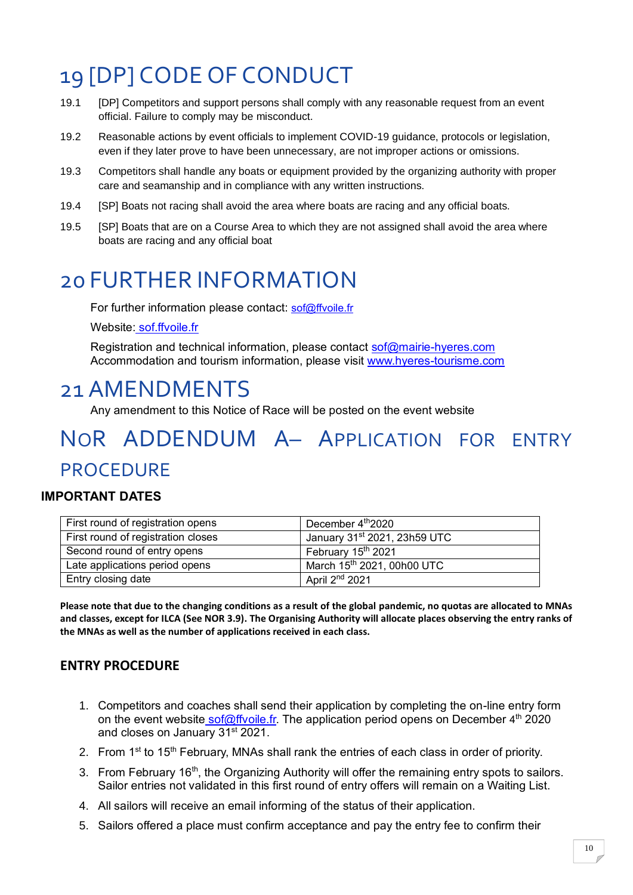# 19 [DP] CODE OF CONDUCT

19.1 [DP] Competitors and support persons shall comply with any reasonable request from an event official. Failure to comply may be misconduct.

19.2 Reasonable actions by event officials to implement COVID-19 guidance, protocols or legislation, even if they later prove to have been unnecessary, are not improper actions or omissions.

19.3 Competitors shall handle any boats or equipment provided by the organizing authority with proper care and seamanship and in compliance with any written instructions.

19.4 [SP] Boats not racing shall avoid the area where boats are racing and any official boats.

19.5 [SP] Boats that are on a Course Area to which they are not assigned shall avoid the area where boats are racing and any official boat

# 20 FURTHER INFORMATION

For further information please contact: sof@ffvoile.fr

Website: sof.ffvoile.fr

Registration and technical information, please contact sof@mairie-hyeres.com
Accommodation and tourism information, please visit www.hyeres-tourisme.com

# 21 AMENDMENTS

Any amendment to this Notice of Race will be posted on the event website

# NOR ADDENDUM A– APPLICATION FOR ENTRY PROCEDURE

### IMPORTANT DATES

| | |
|---|---|
| First round of registration opens | December 4th 2020 |
| First round of registration closes | January 31st 2021, 23h59 UTC |
| Second round of entry opens | February 15th 2021 |
| Late applications period opens | March 15th 2021, 00h00 UTC |
| Entry closing date | April 2nd 2021 |

**Please note that due to the changing conditions as a result of the global pandemic, no quotas are allocated to MNAs and classes, except for ILCA (See NOR 3.9). The Organising Authority will allocate places observing the entry ranks of the MNAs as well as the number of applications received in each class.**

### ENTRY PROCEDURE

1. Competitors and coaches shall send their application by completing the on-line entry form on the event website sof@ffvoile.fr. The application period opens on December 4th 2020 and closes on January 31st 2021.
2. From 1st to 15th February, MNAs shall rank the entries of each class in order of priority.
3. From February 16th, the Organizing Authority will offer the remaining entry spots to sailors. Sailor entries not validated in this first round of entry offers will remain on a Waiting List.
4. All sailors will receive an email informing of the status of their application.
5. Sailors offered a place must confirm acceptance and pay the entry fee to confirm their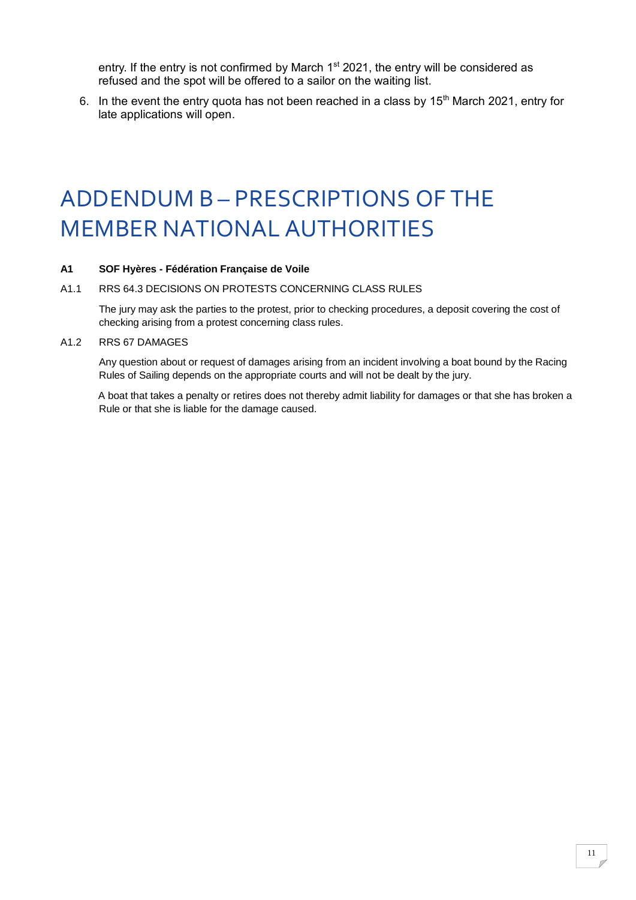entry. If the entry is not confirmed by March 1st 2021, the entry will be considered as refused and the spot will be offered to a sailor on the waiting list.

6. In the event the entry quota has not been reached in a class by 15th March 2021, entry for late applications will open.

# ADDENDUM B – PRESCRIPTIONS OF THE MEMBER NATIONAL AUTHORITIES

**A1 SOF Hyères - Fédération Française de Voile**

A1.1 RRS 64.3 DECISIONS ON PROTESTS CONCERNING CLASS RULES

The jury may ask the parties to the protest, prior to checking procedures, a deposit covering the cost of checking arising from a protest concerning class rules.

A1.2 RRS 67 DAMAGES

Any question about or request of damages arising from an incident involving a boat bound by the Racing Rules of Sailing depends on the appropriate courts and will not be dealt by the jury.

A boat that takes a penalty or retires does not thereby admit liability for damages or that she has broken a Rule or that she is liable for the damage caused.